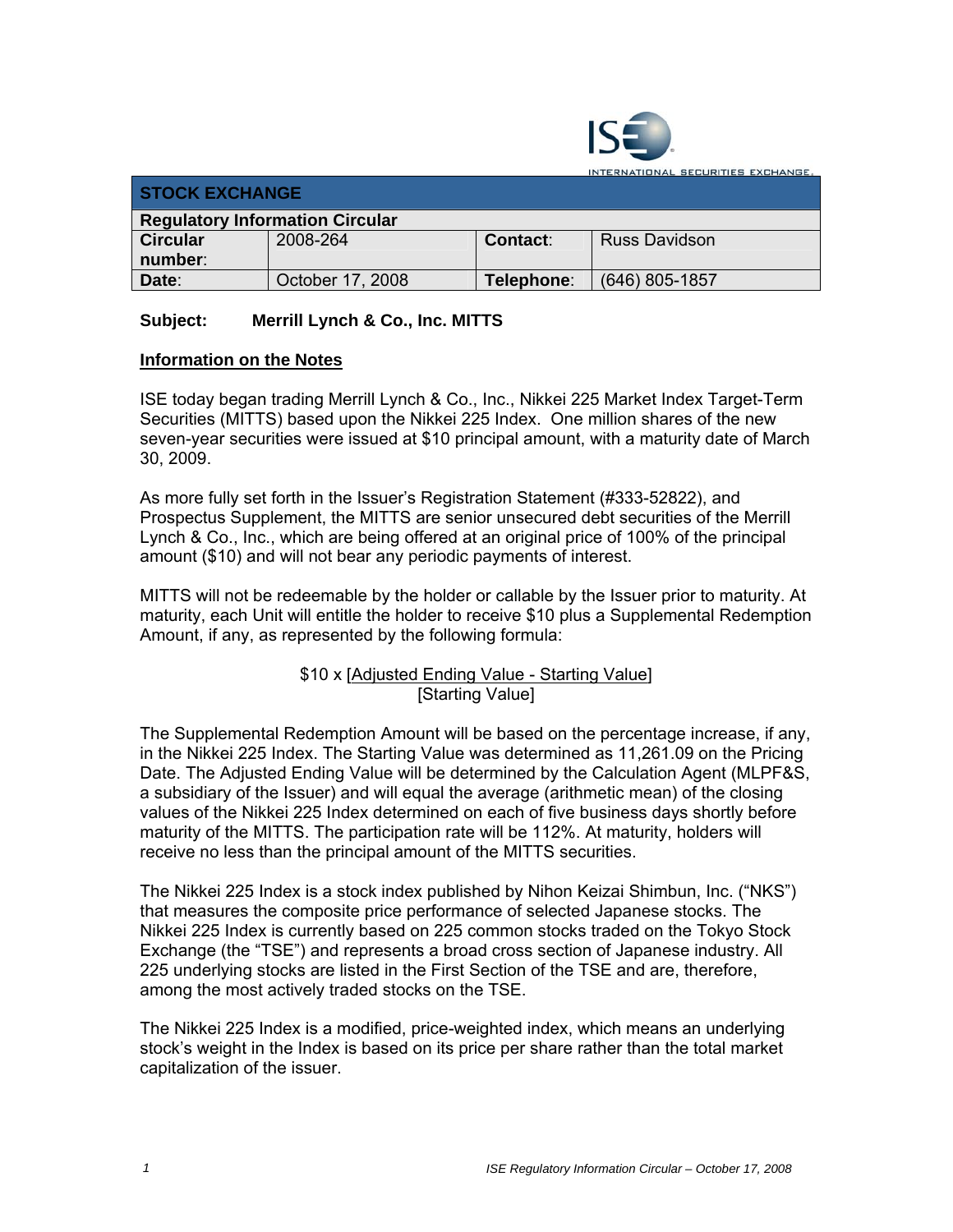## STOCK EXCHANGE

| Regulatory Information Circular | | | |
|---|---|---|---|
| **Circular number**: | 2008-264 | **Contact**: | Russ Davidson |
| **Date**: | October 17, 2008 | **Telephone**: | (646) 805-1857 |

**Subject:** **Merrill Lynch & Co., Inc. MITTS**

**Information on the Notes**

ISE today began trading Merrill Lynch & Co., Inc., Nikkei 225 Market Index Target-Term Securities (MITTS) based upon the Nikkei 225 Index. One million shares of the new seven-year securities were issued at $10 principal amount, with a maturity date of March 30, 2009.

As more fully set forth in the Issuer's Registration Statement (#333-52822), and Prospectus Supplement, the MITTS are senior unsecured debt securities of the Merrill Lynch & Co., Inc., which are being offered at an original price of 100% of the principal amount ($10) and will not bear any periodic payments of interest.

MITTS will not be redeemable by the holder or callable by the Issuer prior to maturity. At maturity, each Unit will entitle the holder to receive $10 plus a Supplemental Redemption Amount, if any, as represented by the following formula:

$$\$10 \times \frac{[\text{Adjusted Ending Value - Starting Value}]}{[\text{Starting Value}]}$$

The Supplemental Redemption Amount will be based on the percentage increase, if any, in the Nikkei 225 Index. The Starting Value was determined as 11,261.09 on the Pricing Date. The Adjusted Ending Value will be determined by the Calculation Agent (MLPF&S, a subsidiary of the Issuer) and will equal the average (arithmetic mean) of the closing values of the Nikkei 225 Index determined on each of five business days shortly before maturity of the MITTS. The participation rate will be 112%. At maturity, holders will receive no less than the principal amount of the MITTS securities.

The Nikkei 225 Index is a stock index published by Nihon Keizai Shimbun, Inc. ("NKS") that measures the composite price performance of selected Japanese stocks. The Nikkei 225 Index is currently based on 225 common stocks traded on the Tokyo Stock Exchange (the "TSE") and represents a broad cross section of Japanese industry. All 225 underlying stocks are listed in the First Section of the TSE and are, therefore, among the most actively traded stocks on the TSE.

The Nikkei 225 Index is a modified, price-weighted index, which means an underlying stock's weight in the Index is based on its price per share rather than the total market capitalization of the issuer.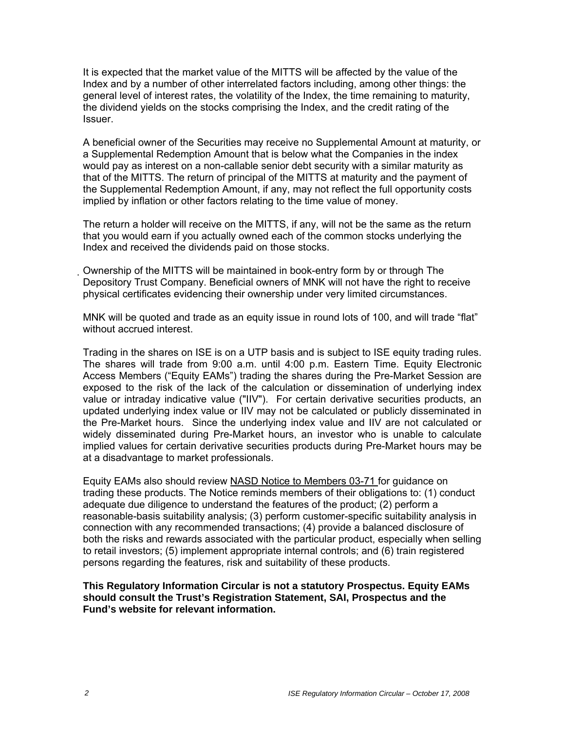It is expected that the market value of the MITTS will be affected by the value of the Index and by a number of other interrelated factors including, among other things: the general level of interest rates, the volatility of the Index, the time remaining to maturity, the dividend yields on the stocks comprising the Index, and the credit rating of the Issuer.

A beneficial owner of the Securities may receive no Supplemental Amount at maturity, or a Supplemental Redemption Amount that is below what the Companies in the index would pay as interest on a non-callable senior debt security with a similar maturity as that of the MITTS. The return of principal of the MITTS at maturity and the payment of the Supplemental Redemption Amount, if any, may not reflect the full opportunity costs implied by inflation or other factors relating to the time value of money.

The return a holder will receive on the MITTS, if any, will not be the same as the return that you would earn if you actually owned each of the common stocks underlying the Index and received the dividends paid on those stocks.

Ownership of the MITTS will be maintained in book-entry form by or through The Depository Trust Company. Beneficial owners of MNK will not have the right to receive physical certificates evidencing their ownership under very limited circumstances.

MNK will be quoted and trade as an equity issue in round lots of 100, and will trade "flat" without accrued interest.

Trading in the shares on ISE is on a UTP basis and is subject to ISE equity trading rules. The shares will trade from 9:00 a.m. until 4:00 p.m. Eastern Time. Equity Electronic Access Members ("Equity EAMs") trading the shares during the Pre-Market Session are exposed to the risk of the lack of the calculation or dissemination of underlying index value or intraday indicative value ("IIV"). For certain derivative securities products, an updated underlying index value or IIV may not be calculated or publicly disseminated in the Pre-Market hours. Since the underlying index value and IIV are not calculated or widely disseminated during Pre-Market hours, an investor who is unable to calculate implied values for certain derivative securities products during Pre-Market hours may be at a disadvantage to market professionals.

Equity EAMs also should review NASD Notice to Members 03-71 for guidance on trading these products. The Notice reminds members of their obligations to: (1) conduct adequate due diligence to understand the features of the product; (2) perform a reasonable-basis suitability analysis; (3) perform customer-specific suitability analysis in connection with any recommended transactions; (4) provide a balanced disclosure of both the risks and rewards associated with the particular product, especially when selling to retail investors; (5) implement appropriate internal controls; and (6) train registered persons regarding the features, risk and suitability of these products.

**This Regulatory Information Circular is not a statutory Prospectus. Equity EAMs should consult the Trust's Registration Statement, SAI, Prospectus and the Fund's website for relevant information.**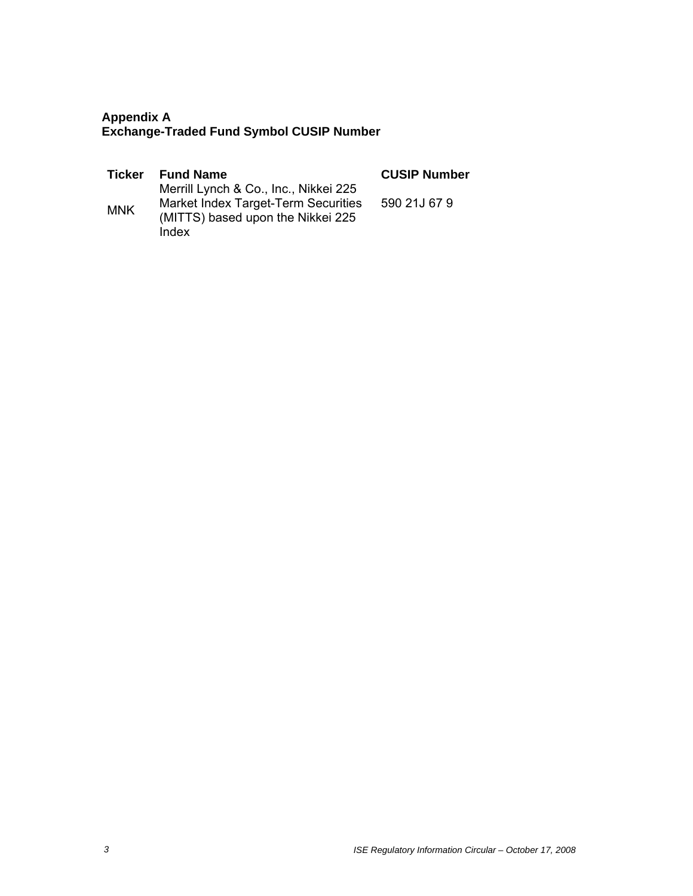**Appendix A**
**Exchange-Traded Fund Symbol CUSIP Number**

| Ticker | Fund Name | CUSIP Number |
|---|---|---|
| MNK | Merrill Lynch & Co., Inc., Nikkei 225 Market Index Target-Term Securities (MITTS) based upon the Nikkei 225 Index | 590 21J 67 9 |